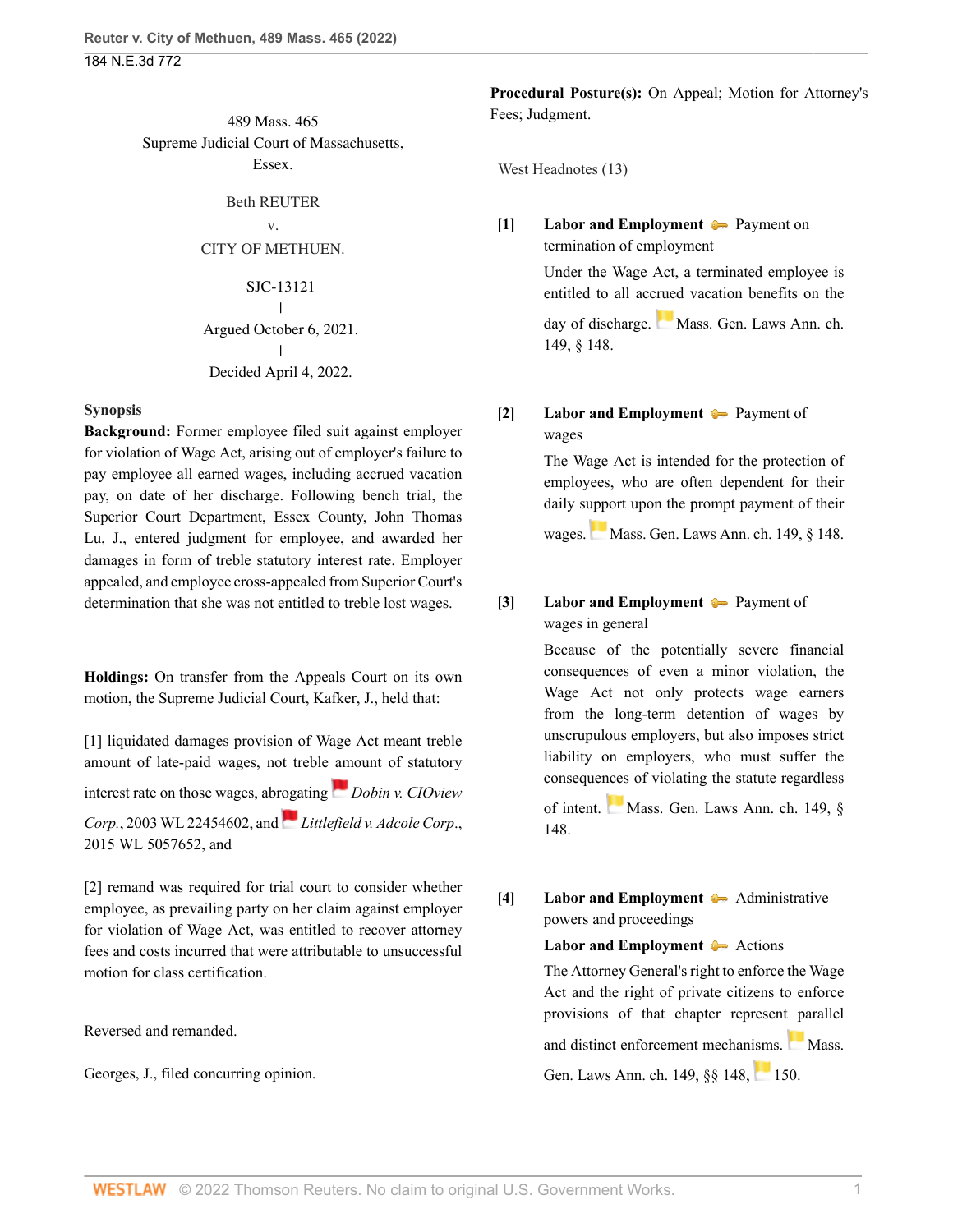489 Mass. 465
Supreme Judicial Court of Massachusetts,
Essex.

Beth REUTER
v.
CITY OF METHUEN.

SJC-13121
|
Argued October 6, 2021.
|
Decided April 4, 2022.

### Synopsis

**Background:** Former employee filed suit against employer for violation of Wage Act, arising out of employer's failure to pay employee all earned wages, including accrued vacation pay, on date of her discharge. Following bench trial, the Superior Court Department, Essex County, John Thomas Lu, J., entered judgment for employee, and awarded her damages in form of treble statutory interest rate. Employer appealed, and employee cross-appealed from Superior Court's determination that she was not entitled to treble lost wages.

**Holdings:** On transfer from the Appeals Court on its own motion, the Supreme Judicial Court, Kafker, J., held that:

[1] liquidated damages provision of Wage Act meant treble amount of late-paid wages, not treble amount of statutory interest rate on those wages, abrogating *Dobin v. CIOview Corp.*, 2003 WL 22454602, and *Littlefield v. Adcole Corp.*, 2015 WL 5057652, and

[2] remand was required for trial court to consider whether employee, as prevailing party on her claim against employer for violation of Wage Act, was entitled to recover attorney fees and costs incurred that were attributable to unsuccessful motion for class certification.

Reversed and remanded.

Georges, J., filed concurring opinion.

**Procedural Posture(s):** On Appeal; Motion for Attorney's Fees; Judgment.

West Headnotes (13)

**[1]** **Labor and Employment** Payment on termination of employment

Under the Wage Act, a terminated employee is entitled to all accrued vacation benefits on the day of discharge. Mass. Gen. Laws Ann. ch. 149, § 148.

**[2]** **Labor and Employment** Payment of wages

The Wage Act is intended for the protection of employees, who are often dependent for their daily support upon the prompt payment of their wages. Mass. Gen. Laws Ann. ch. 149, § 148.

**[3]** **Labor and Employment** Payment of wages in general

Because of the potentially severe financial consequences of even a minor violation, the Wage Act not only protects wage earners from the long-term detention of wages by unscrupulous employers, but also imposes strict liability on employers, who must suffer the consequences of violating the statute regardless of intent. Mass. Gen. Laws Ann. ch. 149, § 148.

**[4]** **Labor and Employment** Administrative powers and proceedings

**Labor and Employment** Actions

The Attorney General's right to enforce the Wage Act and the right of private citizens to enforce provisions of that chapter represent parallel and distinct enforcement mechanisms. Mass. Gen. Laws Ann. ch. 149, §§ 148, 150.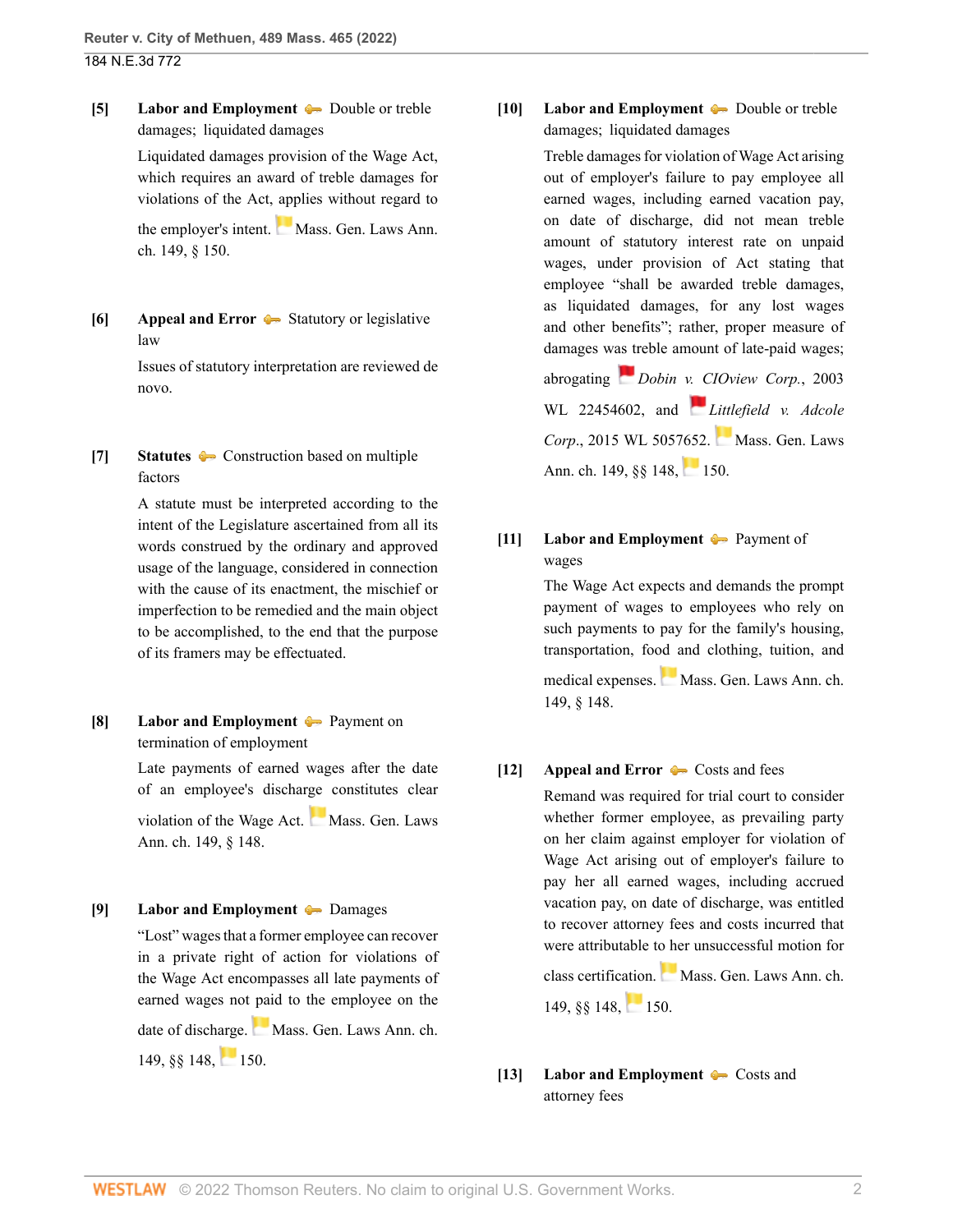**[5]** **Labor and Employment** Double or treble damages; liquidated damages

Liquidated damages provision of the Wage Act, which requires an award of treble damages for violations of the Act, applies without regard to the employer's intent. Mass. Gen. Laws Ann. ch. 149, § 150.

**[6]** **Appeal and Error** Statutory or legislative law

Issues of statutory interpretation are reviewed de novo.

**[7]** **Statutes** Construction based on multiple factors

A statute must be interpreted according to the intent of the Legislature ascertained from all its words construed by the ordinary and approved usage of the language, considered in connection with the cause of its enactment, the mischief or imperfection to be remedied and the main object to be accomplished, to the end that the purpose of its framers may be effectuated.

**[8]** **Labor and Employment** Payment on termination of employment

Late payments of earned wages after the date of an employee's discharge constitutes clear violation of the Wage Act. Mass. Gen. Laws Ann. ch. 149, § 148.

**[9]** **Labor and Employment** Damages

"Lost" wages that a former employee can recover in a private right of action for violations of the Wage Act encompasses all late payments of earned wages not paid to the employee on the date of discharge. Mass. Gen. Laws Ann. ch. 149, §§ 148, 150.

**[10]** **Labor and Employment** Double or treble damages; liquidated damages

Treble damages for violation of Wage Act arising out of employer's failure to pay employee all earned wages, including earned vacation pay, on date of discharge, did not mean treble amount of statutory interest rate on unpaid wages, under provision of Act stating that employee "shall be awarded treble damages, as liquidated damages, for any lost wages and other benefits"; rather, proper measure of damages was treble amount of late-paid wages; abrogating *Dobin v. CIOview Corp.*, 2003 WL 22454602, and *Littlefield v. Adcole Corp.*, 2015 WL 5057652. Mass. Gen. Laws Ann. ch. 149, §§ 148, 150.

**[11]** **Labor and Employment** Payment of wages

The Wage Act expects and demands the prompt payment of wages to employees who rely on such payments to pay for the family's housing, transportation, food and clothing, tuition, and medical expenses. Mass. Gen. Laws Ann. ch. 149, § 148.

**[12]** **Appeal and Error** Costs and fees

Remand was required for trial court to consider whether former employee, as prevailing party on her claim against employer for violation of Wage Act arising out of employer's failure to pay her all earned wages, including accrued vacation pay, on date of discharge, was entitled to recover attorney fees and costs incurred that were attributable to her unsuccessful motion for class certification. Mass. Gen. Laws Ann. ch. 149, §§ 148, 150.

**[13]** **Labor and Employment** Costs and attorney fees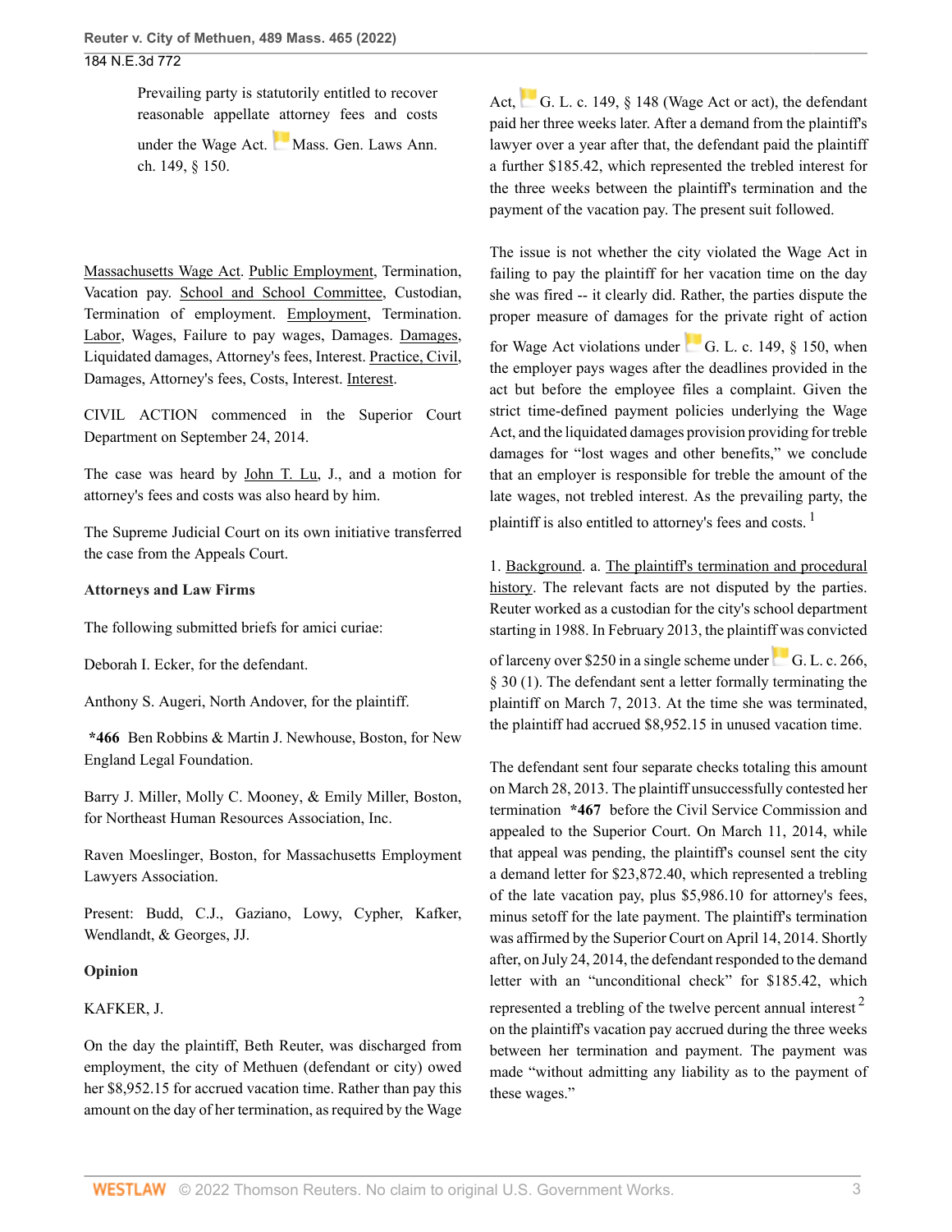Prevailing party is statutorily entitled to recover reasonable appellate attorney fees and costs under the Wage Act. Mass. Gen. Laws Ann. ch. 149, § 150.

Massachusetts Wage Act. Public Employment, Termination, Vacation pay. School and School Committee, Custodian, Termination of employment. Employment, Termination. Labor, Wages, Failure to pay wages, Damages. Damages, Liquidated damages, Attorney's fees, Interest. Practice, Civil, Damages, Attorney's fees, Costs, Interest. Interest.

CIVIL ACTION commenced in the Superior Court Department on September 24, 2014.

The case was heard by John T. Lu, J., and a motion for attorney's fees and costs was also heard by him.

The Supreme Judicial Court on its own initiative transferred the case from the Appeals Court.

**Attorneys and Law Firms**

The following submitted briefs for amici curiae:

Deborah I. Ecker, for the defendant.

Anthony S. Augeri, North Andover, for the plaintiff.

**\*466** Ben Robbins & Martin J. Newhouse, Boston, for New England Legal Foundation.

Barry J. Miller, Molly C. Mooney, & Emily Miller, Boston, for Northeast Human Resources Association, Inc.

Raven Moeslinger, Boston, for Massachusetts Employment Lawyers Association.

Present: Budd, C.J., Gaziano, Lowy, Cypher, Kafker, Wendlandt, & Georges, JJ.

**Opinion**

KAFKER, J.

On the day the plaintiff, Beth Reuter, was discharged from employment, the city of Methuen (defendant or city) owed her $8,952.15 for accrued vacation time. Rather than pay this amount on the day of her termination, as required by the Wage Act, G. L. c. 149, § 148 (Wage Act or act), the defendant paid her three weeks later. After a demand from the plaintiff's lawyer over a year after that, the defendant paid the plaintiff a further $185.42, which represented the trebled interest for the three weeks between the plaintiff's termination and the payment of the vacation pay. The present suit followed.

The issue is not whether the city violated the Wage Act in failing to pay the plaintiff for her vacation time on the day she was fired -- it clearly did. Rather, the parties dispute the proper measure of damages for the private right of action for Wage Act violations under G. L. c. 149, § 150, when the employer pays wages after the deadlines provided in the act but before the employee files a complaint. Given the strict time-defined payment policies underlying the Wage Act, and the liquidated damages provision providing for treble damages for "lost wages and other benefits," we conclude that an employer is responsible for treble the amount of the late wages, not trebled interest. As the prevailing party, the plaintiff is also entitled to attorney's fees and costs. [1]

1. Background. a. The plaintiff's termination and procedural history. The relevant facts are not disputed by the parties. Reuter worked as a custodian for the city's school department starting in 1988. In February 2013, the plaintiff was convicted of larceny over $250 in a single scheme under G. L. c. 266, § 30 (1). The defendant sent a letter formally terminating the plaintiff on March 7, 2013. At the time she was terminated, the plaintiff had accrued $8,952.15 in unused vacation time.

The defendant sent four separate checks totaling this amount on March 28, 2013. The plaintiff unsuccessfully contested her termination **\*467** before the Civil Service Commission and appealed to the Superior Court. On March 11, 2014, while that appeal was pending, the plaintiff's counsel sent the city a demand letter for $23,872.40, which represented a trebling of the late vacation pay, plus $5,986.10 for attorney's fees, minus setoff for the late payment. The plaintiff's termination was affirmed by the Superior Court on April 14, 2014. Shortly after, on July 24, 2014, the defendant responded to the demand letter with an "unconditional check" for $185.42, which represented a trebling of the twelve percent annual interest [2] on the plaintiff's vacation pay accrued during the three weeks between her termination and payment. The payment was made "without admitting any liability as to the payment of these wages."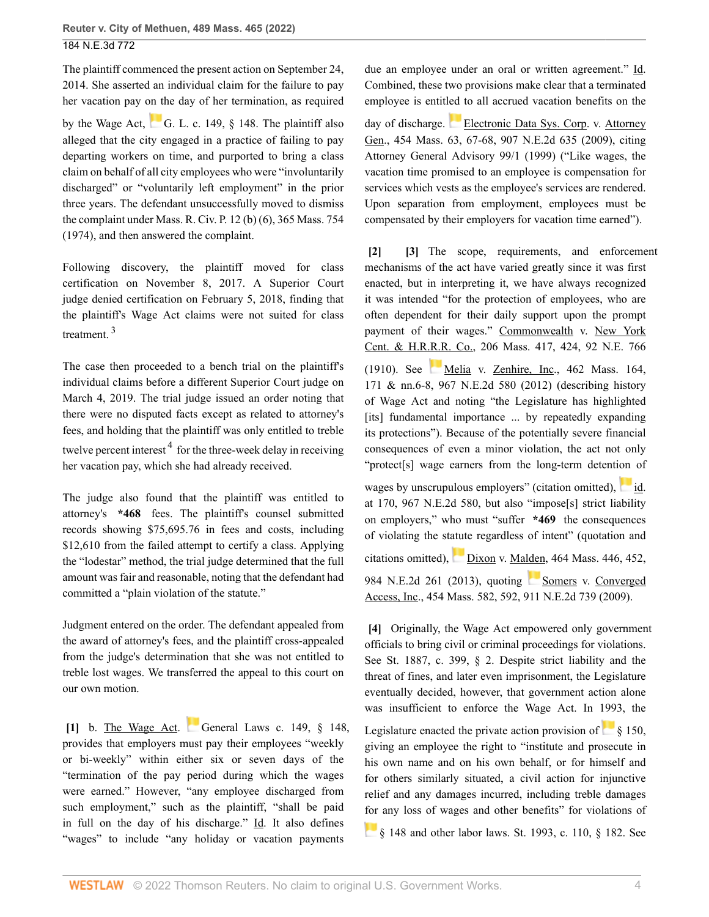The plaintiff commenced the present action on September 24, 2014. She asserted an individual claim for the failure to pay her vacation pay on the day of her termination, as required by the Wage Act, G. L. c. 149, § 148. The plaintiff also alleged that the city engaged in a practice of failing to pay departing workers on time, and purported to bring a class claim on behalf of all city employees who were "involuntarily discharged" or "voluntarily left employment" in the prior three years. The defendant unsuccessfully moved to dismiss the complaint under Mass. R. Civ. P. 12 (b) (6), 365 Mass. 754 (1974), and then answered the complaint.

Following discovery, the plaintiff moved for class certification on November 8, 2017. A Superior Court judge denied certification on February 5, 2018, finding that the plaintiff's Wage Act claims were not suited for class treatment. [3]

The case then proceeded to a bench trial on the plaintiff's individual claims before a different Superior Court judge on March 4, 2019. The trial judge issued an order noting that there were no disputed facts except as related to attorney's fees, and holding that the plaintiff was only entitled to treble twelve percent interest [4] for the three-week delay in receiving her vacation pay, which she had already received.

The judge also found that the plaintiff was entitled to attorney's **\*468** fees. The plaintiff's counsel submitted records showing $75,695.76 in fees and costs, including $12,610 from the failed attempt to certify a class. Applying the "lodestar" method, the trial judge determined that the full amount was fair and reasonable, noting that the defendant had committed a "plain violation of the statute."

Judgment entered on the order. The defendant appealed from the award of attorney's fees, and the plaintiff cross-appealed from the judge's determination that she was not entitled to treble lost wages. We transferred the appeal to this court on our own motion.

**[1]** b. The Wage Act. General Laws c. 149, § 148, provides that employers must pay their employees "weekly or bi-weekly" within either six or seven days of the "termination of the pay period during which the wages were earned." However, "any employee discharged from such employment," such as the plaintiff, "shall be paid in full on the day of his discharge." Id. It also defines "wages" to include "any holiday or vacation payments due an employee under an oral or written agreement." Id. Combined, these two provisions make clear that a terminated employee is entitled to all accrued vacation benefits on the day of discharge. Electronic Data Sys. Corp. v. Attorney Gen., 454 Mass. 63, 67-68, 907 N.E.2d 635 (2009), citing Attorney General Advisory 99/1 (1999) ("Like wages, the vacation time promised to an employee is compensation for services which vests as the employee's services are rendered. Upon separation from employment, employees must be compensated by their employers for vacation time earned").

**[2]** **[3]** The scope, requirements, and enforcement mechanisms of the act have varied greatly since it was first enacted, but in interpreting it, we have always recognized it was intended "for the protection of employees, who are often dependent for their daily support upon the prompt payment of their wages." Commonwealth v. New York Cent. & H.R.R.R. Co., 206 Mass. 417, 424, 92 N.E. 766 (1910). See Melia v. Zenhire, Inc., 462 Mass. 164, 171 & nn.6-8, 967 N.E.2d 580 (2012) (describing history of Wage Act and noting "the Legislature has highlighted [its] fundamental importance ... by repeatedly expanding its protections"). Because of the potentially severe financial consequences of even a minor violation, the act not only "protect[s] wage earners from the long-term detention of wages by unscrupulous employers" (citation omitted), id. at 170, 967 N.E.2d 580, but also "impose[s] strict liability on employers," who must "suffer **\*469** the consequences of violating the statute regardless of intent" (quotation and citations omitted), Dixon v. Malden, 464 Mass. 446, 452, 984 N.E.2d 261 (2013), quoting Somers v. Converged Access, Inc., 454 Mass. 582, 592, 911 N.E.2d 739 (2009).

**[4]** Originally, the Wage Act empowered only government officials to bring civil or criminal proceedings for violations. See St. 1887, c. 399, § 2. Despite strict liability and the threat of fines, and later even imprisonment, the Legislature eventually decided, however, that government action alone was insufficient to enforce the Wage Act. In 1993, the Legislature enacted the private action provision of § 150, giving an employee the right to "institute and prosecute in his own name and on his own behalf, or for himself and for others similarly situated, a civil action for injunctive relief and any damages incurred, including treble damages for any loss of wages and other benefits" for violations of § 148 and other labor laws. St. 1993, c. 110, § 182. See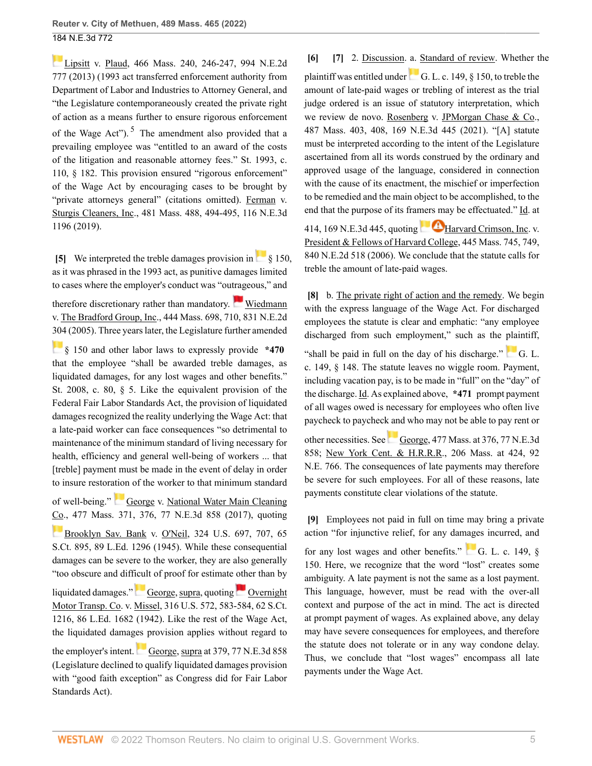Lipsitt v. Plaud, 466 Mass. 240, 246-247, 994 N.E.2d 777 (2013) (1993 act transferred enforcement authority from Department of Labor and Industries to Attorney General, and "the Legislature contemporaneously created the private right of action as a means further to ensure rigorous enforcement of the Wage Act").[5] The amendment also provided that a prevailing employee was "entitled to an award of the costs of the litigation and reasonable attorney fees." St. 1993, c. 110, § 182. This provision ensured "rigorous enforcement" of the Wage Act by encouraging cases to be brought by "private attorneys general" (citations omitted). Ferman v. Sturgis Cleaners, Inc., 481 Mass. 488, 494-495, 116 N.E.3d 1196 (2019).

**[5]** We interpreted the treble damages provision in § 150, as it was phrased in the 1993 act, as punitive damages limited to cases where the employer's conduct was "outrageous," and therefore discretionary rather than mandatory. Wiedmann v. The Bradford Group, Inc., 444 Mass. 698, 710, 831 N.E.2d 304 (2005). Three years later, the Legislature further amended § 150 and other labor laws to expressly provide **\*470** that the employee "shall be awarded treble damages, as liquidated damages, for any lost wages and other benefits." St. 2008, c. 80, § 5. Like the equivalent provision of the Federal Fair Labor Standards Act, the provision of liquidated damages recognized the reality underlying the Wage Act: that a late-paid worker can face consequences "so detrimental to maintenance of the minimum standard of living necessary for health, efficiency and general well-being of workers ... that [treble] payment must be made in the event of delay in order to insure restoration of the worker to that minimum standard of well-being." George v. National Water Main Cleaning Co., 477 Mass. 371, 376, 77 N.E.3d 858 (2017), quoting Brooklyn Sav. Bank v. O'Neil, 324 U.S. 697, 707, 65 S.Ct. 895, 89 L.Ed. 1296 (1945). While these consequential damages can be severe to the worker, they are also generally "too obscure and difficult of proof for estimate other than by liquidated damages." George, supra, quoting Overnight Motor Transp. Co. v. Missel, 316 U.S. 572, 583-584, 62 S.Ct. 1216, 86 L.Ed. 1682 (1942). Like the rest of the Wage Act, the liquidated damages provision applies without regard to the employer's intent. George, supra at 379, 77 N.E.3d 858 (Legislature declined to qualify liquidated damages provision with "good faith exception" as Congress did for Fair Labor Standards Act).

**[6]** **[7]** 2. Discussion. a. Standard of review. Whether the plaintiff was entitled under G. L. c. 149, § 150, to treble the amount of late-paid wages or trebling of interest as the trial judge ordered is an issue of statutory interpretation, which we review de novo. Rosenberg v. JPMorgan Chase & Co., 487 Mass. 403, 408, 169 N.E.3d 445 (2021). "[A] statute must be interpreted according to the intent of the Legislature ascertained from all its words construed by the ordinary and approved usage of the language, considered in connection with the cause of its enactment, the mischief or imperfection to be remedied and the main object to be accomplished, to the end that the purpose of its framers may be effectuated." Id. at 414, 169 N.E.3d 445, quoting Harvard Crimson, Inc. v. President & Fellows of Harvard College, 445 Mass. 745, 749, 840 N.E.2d 518 (2006). We conclude that the statute calls for treble the amount of late-paid wages.

**[8]** b. The private right of action and the remedy. We begin with the express language of the Wage Act. For discharged employees the statute is clear and emphatic: "any employee discharged from such employment," such as the plaintiff, "shall be paid in full on the day of his discharge." G. L. c. 149, § 148. The statute leaves no wiggle room. Payment, including vacation pay, is to be made in "full" on the "day" of the discharge. Id. As explained above, **\*471** prompt payment of all wages owed is necessary for employees who often live paycheck to paycheck and who may not be able to pay rent or other necessities. See George, 477 Mass. at 376, 77 N.E.3d 858; New York Cent. & H.R.R.R., 206 Mass. at 424, 92 N.E. 766. The consequences of late payments may therefore be severe for such employees. For all of these reasons, late payments constitute clear violations of the statute.

**[9]** Employees not paid in full on time may bring a private action "for injunctive relief, for any damages incurred, and for any lost wages and other benefits." G. L. c. 149, § 150. Here, we recognize that the word "lost" creates some ambiguity. A late payment is not the same as a lost payment. This language, however, must be read with the over-all context and purpose of the act in mind. The act is directed at prompt payment of wages. As explained above, any delay may have severe consequences for employees, and therefore the statute does not tolerate or in any way condone delay. Thus, we conclude that "lost wages" encompass all late payments under the Wage Act.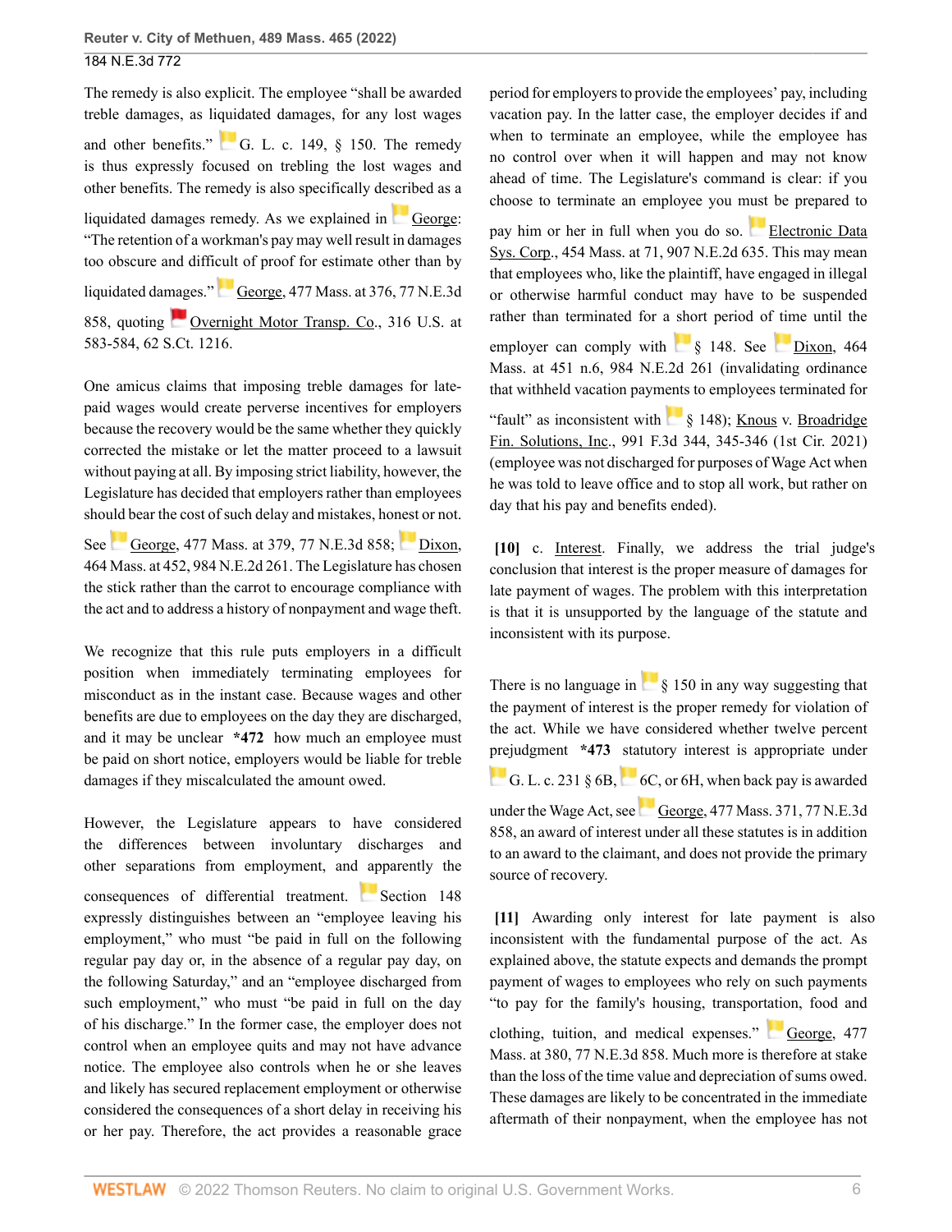The remedy is also explicit. The employee "shall be awarded treble damages, as liquidated damages, for any lost wages and other benefits." G. L. c. 149, § 150. The remedy is thus expressly focused on trebling the lost wages and other benefits. The remedy is also specifically described as a liquidated damages remedy. As we explained in George: "The retention of a workman's pay may well result in damages too obscure and difficult of proof for estimate other than by liquidated damages." George, 477 Mass. at 376, 77 N.E.3d 858, quoting Overnight Motor Transp. Co., 316 U.S. at 583-584, 62 S.Ct. 1216.

One amicus claims that imposing treble damages for late-paid wages would create perverse incentives for employers because the recovery would be the same whether they quickly corrected the mistake or let the matter proceed to a lawsuit without paying at all. By imposing strict liability, however, the Legislature has decided that employers rather than employees should bear the cost of such delay and mistakes, honest or not. See George, 477 Mass. at 379, 77 N.E.3d 858; Dixon, 464 Mass. at 452, 984 N.E.2d 261. The Legislature has chosen the stick rather than the carrot to encourage compliance with the act and to address a history of nonpayment and wage theft.

We recognize that this rule puts employers in a difficult position when immediately terminating employees for misconduct as in the instant case. Because wages and other benefits are due to employees on the day they are discharged, and it may be unclear **\*472** how much an employee must be paid on short notice, employers would be liable for treble damages if they miscalculated the amount owed.

However, the Legislature appears to have considered the differences between involuntary discharges and other separations from employment, and apparently the consequences of differential treatment. Section 148 expressly distinguishes between an "employee leaving his employment," who must "be paid in full on the following regular pay day or, in the absence of a regular pay day, on the following Saturday," and an "employee discharged from such employment," who must "be paid in full on the day of his discharge." In the former case, the employer does not control when an employee quits and may not have advance notice. The employee also controls when he or she leaves and likely has secured replacement employment or otherwise considered the consequences of a short delay in receiving his or her pay. Therefore, the act provides a reasonable grace period for employers to provide the employees' pay, including vacation pay. In the latter case, the employer decides if and when to terminate an employee, while the employee has no control over when it will happen and may not know ahead of time. The Legislature's command is clear: if you choose to terminate an employee you must be prepared to pay him or her in full when you do so. Electronic Data Sys. Corp., 454 Mass. at 71, 907 N.E.2d 635. This may mean that employees who, like the plaintiff, have engaged in illegal or otherwise harmful conduct may have to be suspended rather than terminated for a short period of time until the employer can comply with § 148. See Dixon, 464 Mass. at 451 n.6, 984 N.E.2d 261 (invalidating ordinance that withheld vacation payments to employees terminated for "fault" as inconsistent with § 148); Knous v. Broadridge Fin. Solutions, Inc., 991 F.3d 344, 345-346 (1st Cir. 2021) (employee was not discharged for purposes of Wage Act when he was told to leave office and to stop all work, but rather on day that his pay and benefits ended).

**[10]** c. Interest. Finally, we address the trial judge's conclusion that interest is the proper measure of damages for late payment of wages. The problem with this interpretation is that it is unsupported by the language of the statute and inconsistent with its purpose.

There is no language in § 150 in any way suggesting that the payment of interest is the proper remedy for violation of the act. While we have considered whether twelve percent prejudgment **\*473** statutory interest is appropriate under G. L. c. 231 § 6B, 6C, or 6H, when back pay is awarded under the Wage Act, see George, 477 Mass. 371, 77 N.E.3d 858, an award of interest under all these statutes is in addition to an award to the claimant, and does not provide the primary source of recovery.

**[11]** Awarding only interest for late payment is also inconsistent with the fundamental purpose of the act. As explained above, the statute expects and demands the prompt payment of wages to employees who rely on such payments "to pay for the family's housing, transportation, food and clothing, tuition, and medical expenses." George, 477 Mass. at 380, 77 N.E.3d 858. Much more is therefore at stake than the loss of the time value and depreciation of sums owed. These damages are likely to be concentrated in the immediate aftermath of their nonpayment, when the employee has not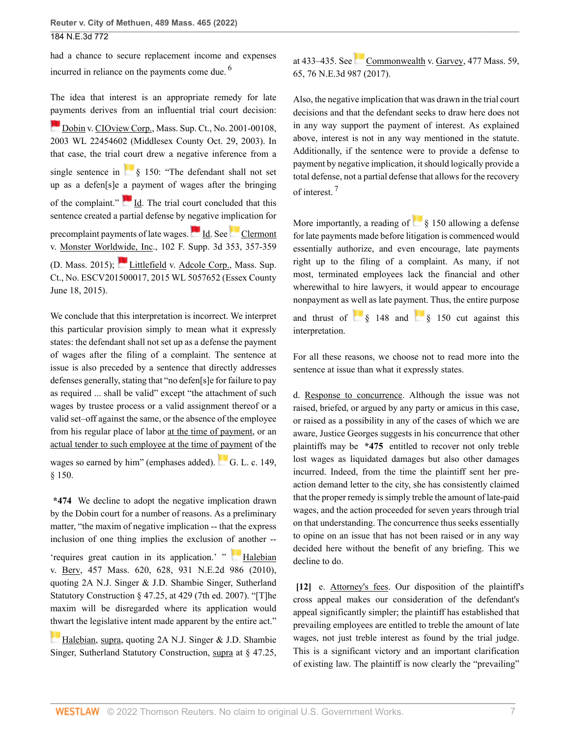had a chance to secure replacement income and expenses incurred in reliance on the payments come due. [6]

The idea that interest is an appropriate remedy for late payments derives from an influential trial court decision: Dobin v. CIOview Corp., Mass. Sup. Ct., No. 2001-00108, 2003 WL 22454602 (Middlesex County Oct. 29, 2003). In that case, the trial court drew a negative inference from a single sentence in § 150: "The defendant shall not set up as a defen[s]e a payment of wages after the bringing of the complaint." Id. The trial court concluded that this sentence created a partial defense by negative implication for precomplaint payments of late wages. Id. See Clermont v. Monster Worldwide, Inc., 102 F. Supp. 3d 353, 357-359 (D. Mass. 2015); Littlefield v. Adcole Corp., Mass. Sup. Ct., No. ESCV201500017, 2015 WL 5057652 (Essex County June 18, 2015).

We conclude that this interpretation is incorrect. We interpret this particular provision simply to mean what it expressly states: the defendant shall not set up as a defense the payment of wages after the filing of a complaint. The sentence at issue is also preceded by a sentence that directly addresses defenses generally, stating that "no defen[s]e for failure to pay as required ... shall be valid" except "the attachment of such wages by trustee process or a valid assignment thereof or a valid set–off against the same, or the absence of the employee from his regular place of labor at the time of payment, or an actual tender to such employee at the time of payment of the wages so earned by him" (emphases added). G. L. c. 149, § 150.

**\*474** We decline to adopt the negative implication drawn by the Dobin court for a number of reasons. As a preliminary matter, "the maxim of negative implication -- that the express inclusion of one thing implies the exclusion of another -- 'requires great caution in its application.' " Halebian v. Berv, 457 Mass. 620, 628, 931 N.E.2d 986 (2010), quoting 2A N.J. Singer & J.D. Shambie Singer, Sutherland Statutory Construction § 47.25, at 429 (7th ed. 2007). "[T]he maxim will be disregarded where its application would thwart the legislative intent made apparent by the entire act." Halebian, supra, quoting 2A N.J. Singer & J.D. Shambie Singer, Sutherland Statutory Construction, supra at § 47.25, at 433–435. See Commonwealth v. Garvey, 477 Mass. 59, 65, 76 N.E.3d 987 (2017).

Also, the negative implication that was drawn in the trial court decisions and that the defendant seeks to draw here does not in any way support the payment of interest. As explained above, interest is not in any way mentioned in the statute. Additionally, if the sentence were to provide a defense to payment by negative implication, it should logically provide a total defense, not a partial defense that allows for the recovery of interest. [7]

More importantly, a reading of § 150 allowing a defense for late payments made before litigation is commenced would essentially authorize, and even encourage, late payments right up to the filing of a complaint. As many, if not most, terminated employees lack the financial and other wherewithal to hire lawyers, it would appear to encourage nonpayment as well as late payment. Thus, the entire purpose and thrust of § 148 and § 150 cut against this interpretation.

For all these reasons, we choose not to read more into the sentence at issue than what it expressly states.

d. Response to concurrence. Although the issue was not raised, briefed, or argued by any party or amicus in this case, or raised as a possibility in any of the cases of which we are aware, Justice Georges suggests in his concurrence that other plaintiffs may be **\*475** entitled to recover not only treble lost wages as liquidated damages but also other damages incurred. Indeed, from the time the plaintiff sent her pre-action demand letter to the city, she has consistently claimed that the proper remedy is simply treble the amount of late-paid wages, and the action proceeded for seven years through trial on that understanding. The concurrence thus seeks essentially to opine on an issue that has not been raised or in any way decided here without the benefit of any briefing. This we decline to do.

**[12]** e. Attorney's fees. Our disposition of the plaintiff's cross appeal makes our consideration of the defendant's appeal significantly simpler; the plaintiff has established that prevailing employees are entitled to treble the amount of late wages, not just treble interest as found by the trial judge. This is a significant victory and an important clarification of existing law. The plaintiff is now clearly the "prevailing"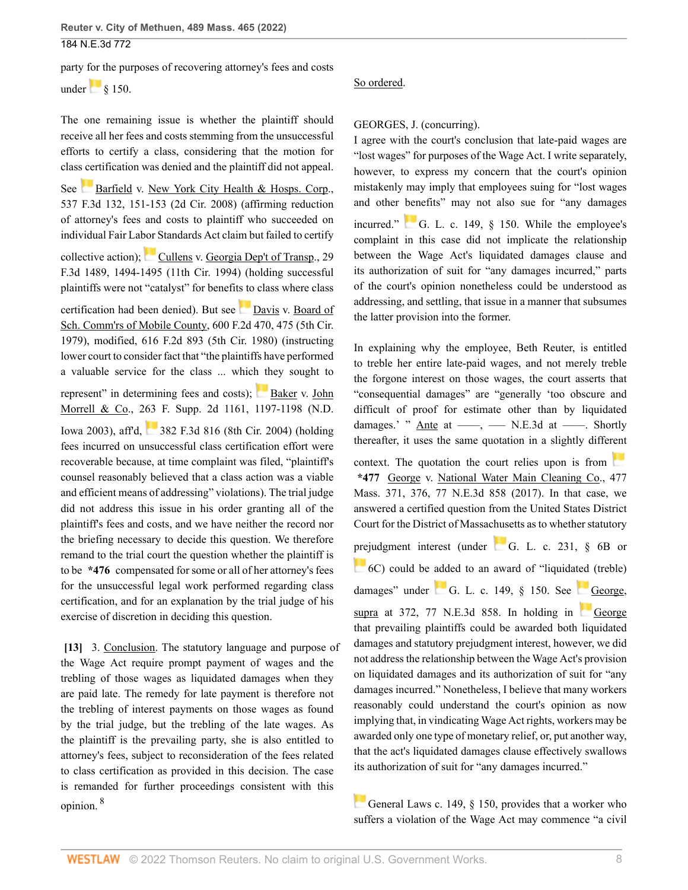party for the purposes of recovering attorney's fees and costs under § 150.

The one remaining issue is whether the plaintiff should receive all her fees and costs stemming from the unsuccessful efforts to certify a class, considering that the motion for class certification was denied and the plaintiff did not appeal. See Barfield v. New York City Health & Hosps. Corp., 537 F.3d 132, 151-153 (2d Cir. 2008) (affirming reduction of attorney's fees and costs to plaintiff who succeeded on individual Fair Labor Standards Act claim but failed to certify collective action); Cullens v. Georgia Dep't of Transp., 29 F.3d 1489, 1494-1495 (11th Cir. 1994) (holding successful plaintiffs were not "catalyst" for benefits to class where class certification had been denied). But see Davis v. Board of Sch. Comm'rs of Mobile County, 600 F.2d 470, 475 (5th Cir. 1979), modified, 616 F.2d 893 (5th Cir. 1980) (instructing lower court to consider fact that "the plaintiffs have performed a valuable service for the class ... which they sought to represent" in determining fees and costs); Baker v. John Morrell & Co., 263 F. Supp. 2d 1161, 1197-1198 (N.D. Iowa 2003), aff'd, 382 F.3d 816 (8th Cir. 2004) (holding fees incurred on unsuccessful class certification effort were recoverable because, at time complaint was filed, "plaintiff's counsel reasonably believed that a class action was a viable and efficient means of addressing" violations). The trial judge did not address this issue in his order granting all of the plaintiff's fees and costs, and we have neither the record nor the briefing necessary to decide this question. We therefore remand to the trial court the question whether the plaintiff is to be **\*476** compensated for some or all of her attorney's fees for the unsuccessful legal work performed regarding class certification, and for an explanation by the trial judge of his exercise of discretion in deciding this question.

**[13]** 3. Conclusion. The statutory language and purpose of the Wage Act require prompt payment of wages and the trebling of those wages as liquidated damages when they are paid late. The remedy for late payment is therefore not the trebling of interest payments on those wages as found by the trial judge, but the trebling of the late wages. As the plaintiff is the prevailing party, she is also entitled to attorney's fees, subject to reconsideration of the fees related to class certification as provided in this decision. The case is remanded for further proceedings consistent with this opinion.[8]

So ordered.

GEORGES, J. (concurring).

I agree with the court's conclusion that late-paid wages are "lost wages" for purposes of the Wage Act. I write separately, however, to express my concern that the court's opinion mistakenly may imply that employees suing for "lost wages and other benefits" may not also sue for "any damages incurred." G. L. c. 149, § 150. While the employee's complaint in this case did not implicate the relationship between the Wage Act's liquidated damages clause and its authorization of suit for "any damages incurred," parts of the court's opinion nonetheless could be understood as addressing, and settling, that issue in a manner that subsumes the latter provision into the former.

In explaining why the employee, Beth Reuter, is entitled to treble her entire late-paid wages, and not merely treble the forgone interest on those wages, the court asserts that "consequential damages" are "generally 'too obscure and difficult of proof for estimate other than by liquidated damages.' " Ante at ——, —— N.E.3d at ——. Shortly thereafter, it uses the same quotation in a slightly different context. The quotation the court relies upon is from **\*477** George v. National Water Main Cleaning Co., 477 Mass. 371, 376, 77 N.E.3d 858 (2017). In that case, we answered a certified question from the United States District Court for the District of Massachusetts as to whether statutory prejudgment interest (under G. L. c. 231, § 6B or 6C) could be added to an award of "liquidated (treble) damages" under G. L. c. 149, § 150. See George, supra at 372, 77 N.E.3d 858. In holding in George that prevailing plaintiffs could be awarded both liquidated damages and statutory prejudgment interest, however, we did not address the relationship between the Wage Act's provision on liquidated damages and its authorization of suit for "any damages incurred." Nonetheless, I believe that many workers reasonably could understand the court's opinion as now implying that, in vindicating Wage Act rights, workers may be awarded only one type of monetary relief, or, put another way, that the act's liquidated damages clause effectively swallows its authorization of suit for "any damages incurred."

General Laws c. 149, § 150, provides that a worker who suffers a violation of the Wage Act may commence "a civil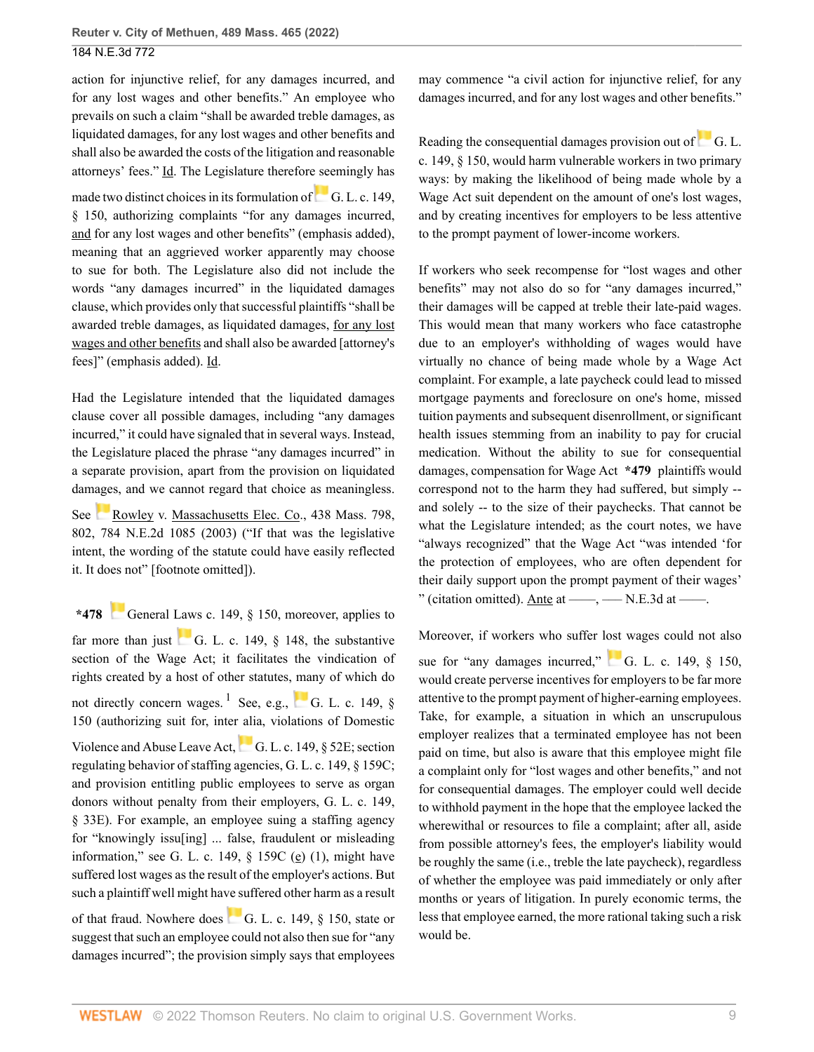action for injunctive relief, for any damages incurred, and for any lost wages and other benefits." An employee who prevails on such a claim "shall be awarded treble damages, as liquidated damages, for any lost wages and other benefits and shall also be awarded the costs of the litigation and reasonable attorneys' fees." Id. The Legislature therefore seemingly has made two distinct choices in its formulation of G. L. c. 149, § 150, authorizing complaints "for any damages incurred, and for any lost wages and other benefits" (emphasis added), meaning that an aggrieved worker apparently may choose to sue for both. The Legislature also did not include the words "any damages incurred" in the liquidated damages clause, which provides only that successful plaintiffs "shall be awarded treble damages, as liquidated damages, for any lost wages and other benefits and shall also be awarded [attorney's fees]" (emphasis added). Id.

Had the Legislature intended that the liquidated damages clause cover all possible damages, including "any damages incurred," it could have signaled that in several ways. Instead, the Legislature placed the phrase "any damages incurred" in a separate provision, apart from the provision on liquidated damages, and we cannot regard that choice as meaningless. See Rowley v. Massachusetts Elec. Co., 438 Mass. 798, 802, 784 N.E.2d 1085 (2003) ("If that was the legislative intent, the wording of the statute could have easily reflected it. It does not" [footnote omitted]).

**\*478** General Laws c. 149, § 150, moreover, applies to far more than just G. L. c. 149, § 148, the substantive section of the Wage Act; it facilitates the vindication of rights created by a host of other statutes, many of which do not directly concern wages.[1] See, e.g., G. L. c. 149, § 150 (authorizing suit for, inter alia, violations of Domestic Violence and Abuse Leave Act, G. L. c. 149, § 52E; section regulating behavior of staffing agencies, G. L. c. 149, § 159C; and provision entitling public employees to serve as organ donors without penalty from their employers, G. L. c. 149, § 33E). For example, an employee suing a staffing agency for "knowingly issu[ing] ... false, fraudulent or misleading information," see G. L. c. 149, § 159C (e) (1), might have suffered lost wages as the result of the employer's actions. But such a plaintiff well might have suffered other harm as a result of that fraud. Nowhere does G. L. c. 149, § 150, state or suggest that such an employee could not also then sue for "any damages incurred"; the provision simply says that employees may commence "a civil action for injunctive relief, for any damages incurred, and for any lost wages and other benefits."

Reading the consequential damages provision out of G. L. c. 149, § 150, would harm vulnerable workers in two primary ways: by making the likelihood of being made whole by a Wage Act suit dependent on the amount of one's lost wages, and by creating incentives for employers to be less attentive to the prompt payment of lower-income workers.

If workers who seek recompense for "lost wages and other benefits" may not also do so for "any damages incurred," their damages will be capped at treble their late-paid wages. This would mean that many workers who face catastrophe due to an employer's withholding of wages would have virtually no chance of being made whole by a Wage Act complaint. For example, a late paycheck could lead to missed mortgage payments and foreclosure on one's home, missed tuition payments and subsequent disenrollment, or significant health issues stemming from an inability to pay for crucial medication. Without the ability to sue for consequential damages, compensation for Wage Act **\*479** plaintiffs would correspond not to the harm they had suffered, but simply -- and solely -- to the size of their paychecks. That cannot be what the Legislature intended; as the court notes, we have "always recognized" that the Wage Act "was intended 'for the protection of employees, who are often dependent for their daily support upon the prompt payment of their wages' " (citation omitted). Ante at ––––, ––– N.E.3d at ––––.

Moreover, if workers who suffer lost wages could not also sue for "any damages incurred," G. L. c. 149, § 150, would create perverse incentives for employers to be far more attentive to the prompt payment of higher-earning employees. Take, for example, a situation in which an unscrupulous employer realizes that a terminated employee has not been paid on time, but also is aware that this employee might file a complaint only for "lost wages and other benefits," and not for consequential damages. The employer could well decide to withhold payment in the hope that the employee lacked the wherewithal or resources to file a complaint; after all, aside from possible attorney's fees, the employer's liability would be roughly the same (i.e., treble the late paycheck), regardless of whether the employee was paid immediately or only after months or years of litigation. In purely economic terms, the less that employee earned, the more rational taking such a risk would be.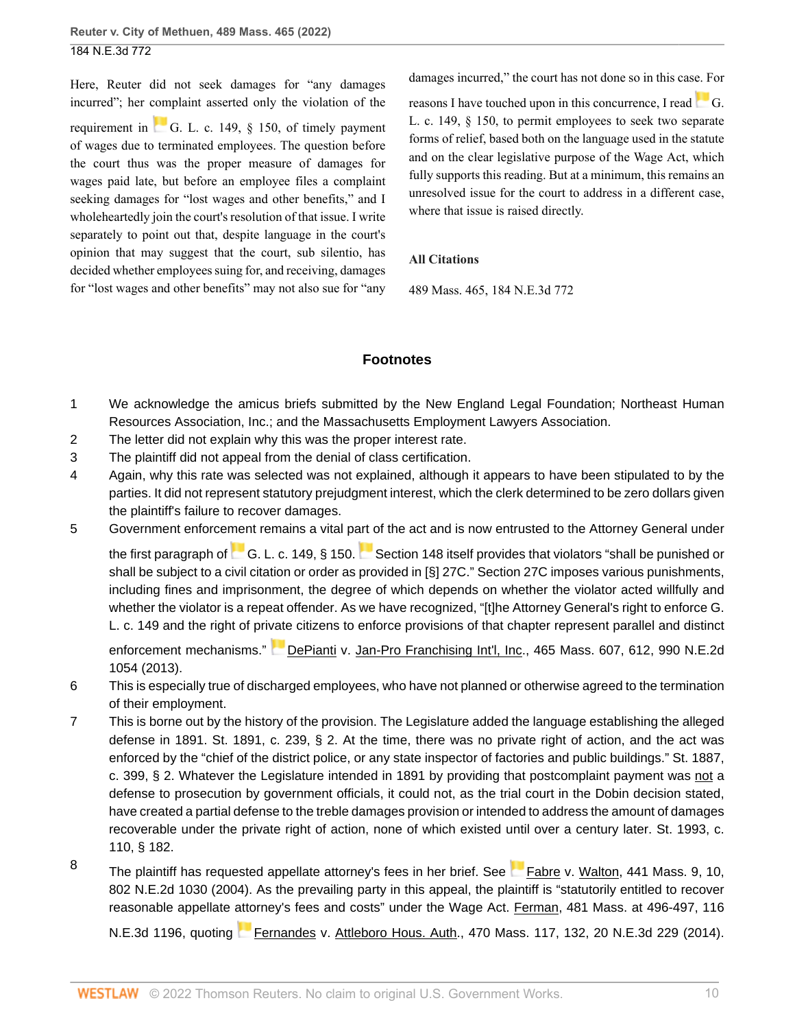Here, Reuter did not seek damages for "any damages incurred"; her complaint asserted only the violation of the requirement in G. L. c. 149, § 150, of timely payment of wages due to terminated employees. The question before the court thus was the proper measure of damages for wages paid late, but before an employee files a complaint seeking damages for "lost wages and other benefits," and I wholeheartedly join the court's resolution of that issue. I write separately to point out that, despite language in the court's opinion that may suggest that the court, sub silentio, has decided whether employees suing for, and receiving, damages for "lost wages and other benefits" may not also sue for "any damages incurred," the court has not done so in this case. For reasons I have touched upon in this concurrence, I read G. L. c. 149, § 150, to permit employees to seek two separate forms of relief, based both on the language used in the statute and on the clear legislative purpose of the Wage Act, which fully supports this reading. But at a minimum, this remains an unresolved issue for the court to address in a different case, where that issue is raised directly.

### All Citations

489 Mass. 465, 184 N.E.3d 772

## Footnotes

1. We acknowledge the amicus briefs submitted by the New England Legal Foundation; Northeast Human Resources Association, Inc.; and the Massachusetts Employment Lawyers Association.
2. The letter did not explain why this was the proper interest rate.
3. The plaintiff did not appeal from the denial of class certification.
4. Again, why this rate was selected was not explained, although it appears to have been stipulated to by the parties. It did not represent statutory prejudgment interest, which the clerk determined to be zero dollars given the plaintiff's failure to recover damages.
5. Government enforcement remains a vital part of the act and is now entrusted to the Attorney General under the first paragraph of G. L. c. 149, § 150. Section 148 itself provides that violators "shall be punished or shall be subject to a civil citation or order as provided in [§] 27C." Section 27C imposes various punishments, including fines and imprisonment, the degree of which depends on whether the violator acted willfully and whether the violator is a repeat offender. As we have recognized, "[t]he Attorney General's right to enforce G. L. c. 149 and the right of private citizens to enforce provisions of that chapter represent parallel and distinct enforcement mechanisms." DePianti v. Jan-Pro Franchising Int'l, Inc., 465 Mass. 607, 612, 990 N.E.2d 1054 (2013).
6. This is especially true of discharged employees, who have not planned or otherwise agreed to the termination of their employment.
7. This is borne out by the history of the provision. The Legislature added the language establishing the alleged defense in 1891. St. 1891, c. 239, § 2. At the time, there was no private right of action, and the act was enforced by the "chief of the district police, or any state inspector of factories and public buildings." St. 1887, c. 399, § 2. Whatever the Legislature intended in 1891 by providing that postcomplaint payment was not a defense to prosecution by government officials, it could not, as the trial court in the Dobin decision stated, have created a partial defense to the treble damages provision or intended to address the amount of damages recoverable under the private right of action, none of which existed until over a century later. St. 1993, c. 110, § 182.
8. The plaintiff has requested appellate attorney's fees in her brief. See Fabre v. Walton, 441 Mass. 9, 10, 802 N.E.2d 1030 (2004). As the prevailing party in this appeal, the plaintiff is "statutorily entitled to recover reasonable appellate attorney's fees and costs" under the Wage Act. Ferman, 481 Mass. at 496-497, 116 N.E.3d 1196, quoting Fernandes v. Attleboro Hous. Auth., 470 Mass. 117, 132, 20 N.E.3d 229 (2014).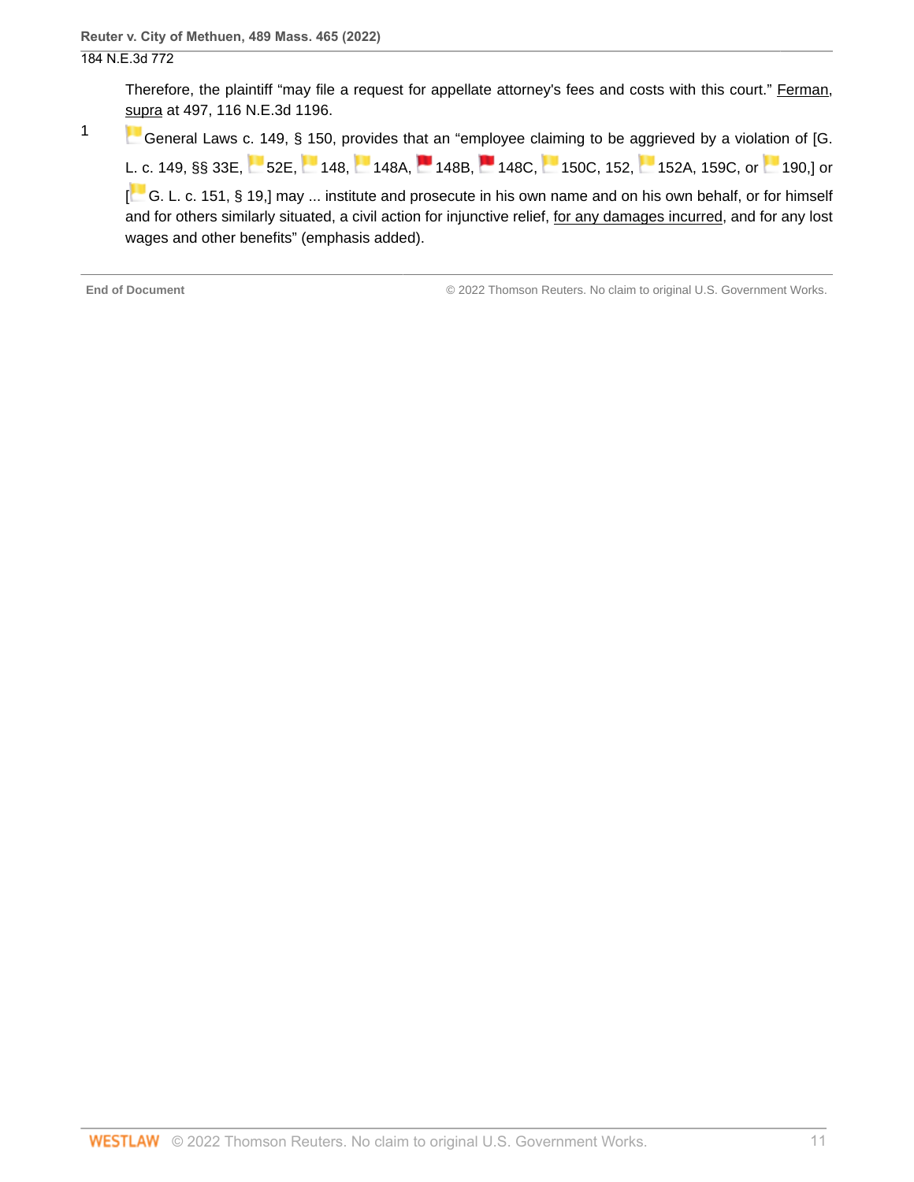Therefore, the plaintiff "may file a request for appellate attorney's fees and costs with this court." Ferman, supra at 497, 116 N.E.3d 1196.

1 General Laws c. 149, § 150, provides that an "employee claiming to be aggrieved by a violation of [G. L. c. 149, §§ 33E, 52E, 148, 148A, 148B, 148C, 150C, 152, 152A, 159C, or 190,] or [G. L. c. 151, § 19,] may ... institute and prosecute in his own name and on his own behalf, or for himself and for others similarly situated, a civil action for injunctive relief, for any damages incurred, and for any lost wages and other benefits" (emphasis added).

End of Document

© 2022 Thomson Reuters. No claim to original U.S. Government Works.